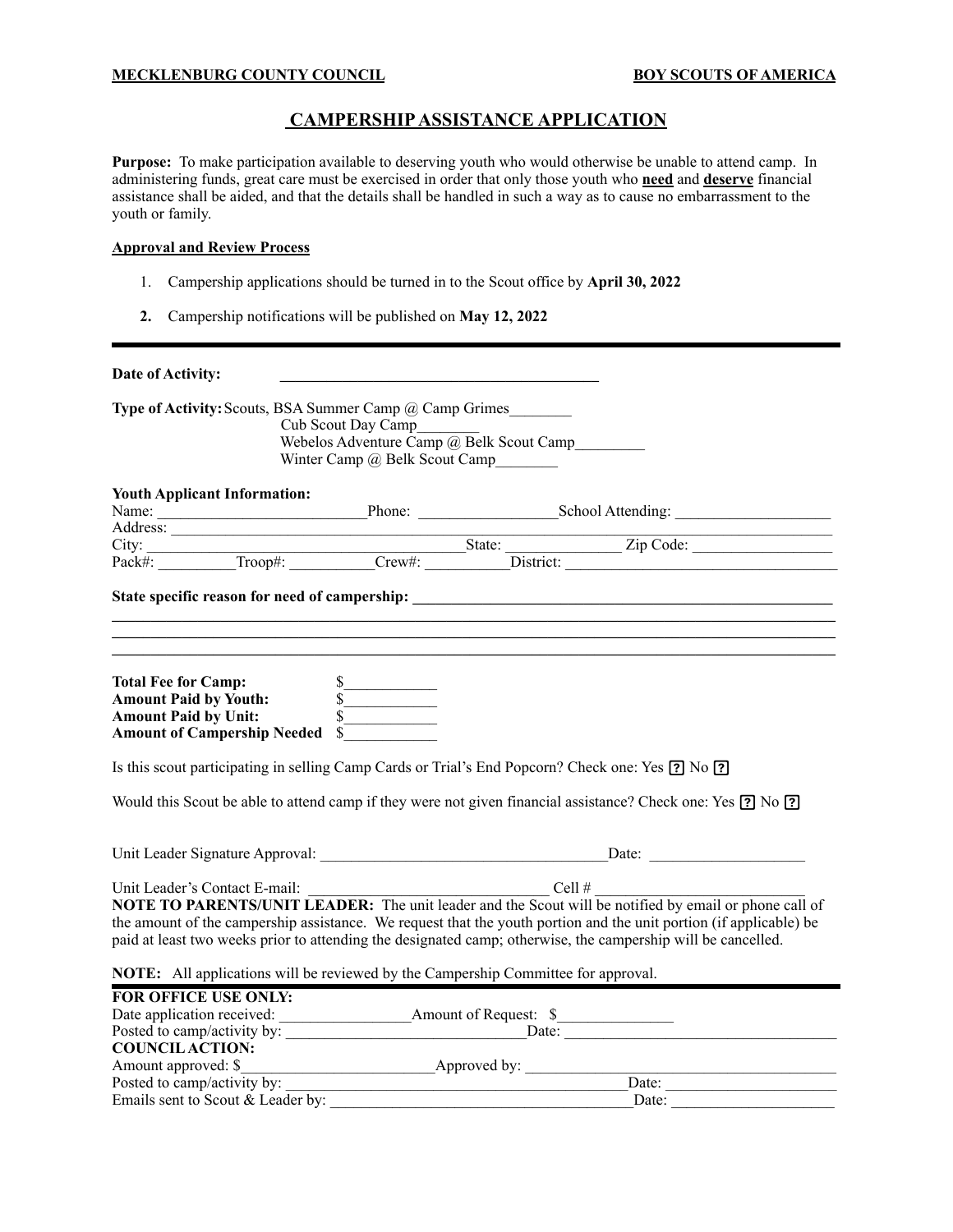**MECKLENBURG COUNTY COUNCIL** **BOY SCOUTS OF AMERICA**

# CAMPERSHIP ASSISTANCE APPLICATION

**Purpose:** To make participation available to deserving youth who would otherwise be unable to attend camp. In administering funds, great care must be exercised in order that only those youth who **need** and **deserve** financial assistance shall be aided, and that the details shall be handled in such a way as to cause no embarrassment to the youth or family.

**Approval and Review Process**

1. Campership applications should be turned in to the Scout office by **April 30, 2022**
2. Campership notifications will be published on **May 12, 2022**

---

**Date of Activity:** ________________________________________

**Type of Activity:** Scouts, BSA Summer Camp @ Camp Grimes________
Cub Scout Day Camp________
Webelos Adventure Camp @ Belk Scout Camp_________
Winter Camp @ Belk Scout Camp________

**Youth Applicant Information:**

Name: ___________________________ Phone: _________________ School Attending: ____________________
Address: ____________________________________________________________________________
City: ____________________________________ State: ______________ Zip Code: __________________
Pack#: __________ Troop#: __________ Crew#: __________ District: ________________________________

**State specific reason for need of campership:** ________________________________________________
____________________________________________________________________________________
____________________________________________________________________________________
____________________________________________________________________________________

**Total Fee for Camp:** $____________
**Amount Paid by Youth:** $____________
**Amount Paid by Unit:** $____________
**Amount of Campership Needed** $____________

Is this scout participating in selling Camp Cards or Trial's End Popcorn? Check one: Yes ☐ No ☐

Would this Scout be able to attend camp if they were not given financial assistance? Check one: Yes ☐ No ☐

Unit Leader Signature Approval: _____________________________________ Date: ____________________

Unit Leader's Contact E-mail: ________________________________ Cell # ___________________________

**NOTE TO PARENTS/UNIT LEADER:** The unit leader and the Scout will be notified by email or phone call of the amount of the campership assistance. We request that the youth portion and the unit portion (if applicable) be paid at least two weeks prior to attending the designated camp; otherwise, the campership will be cancelled.

**NOTE:** All applications will be reviewed by the Campership Committee for approval.

---

**FOR OFFICE USE ONLY:**

Date application received: ________________ Amount of Request: $_______________
Posted to camp/activity by: ______________________________ Date: ___________________________________

**COUNCIL ACTION:**

Amount approved: $________________________ Approved by: ______________________________________
Posted to camp/activity by: ___________________________________________ Date: _____________________
Emails sent to Scout & Leader by: _______________________________________ Date: _____________________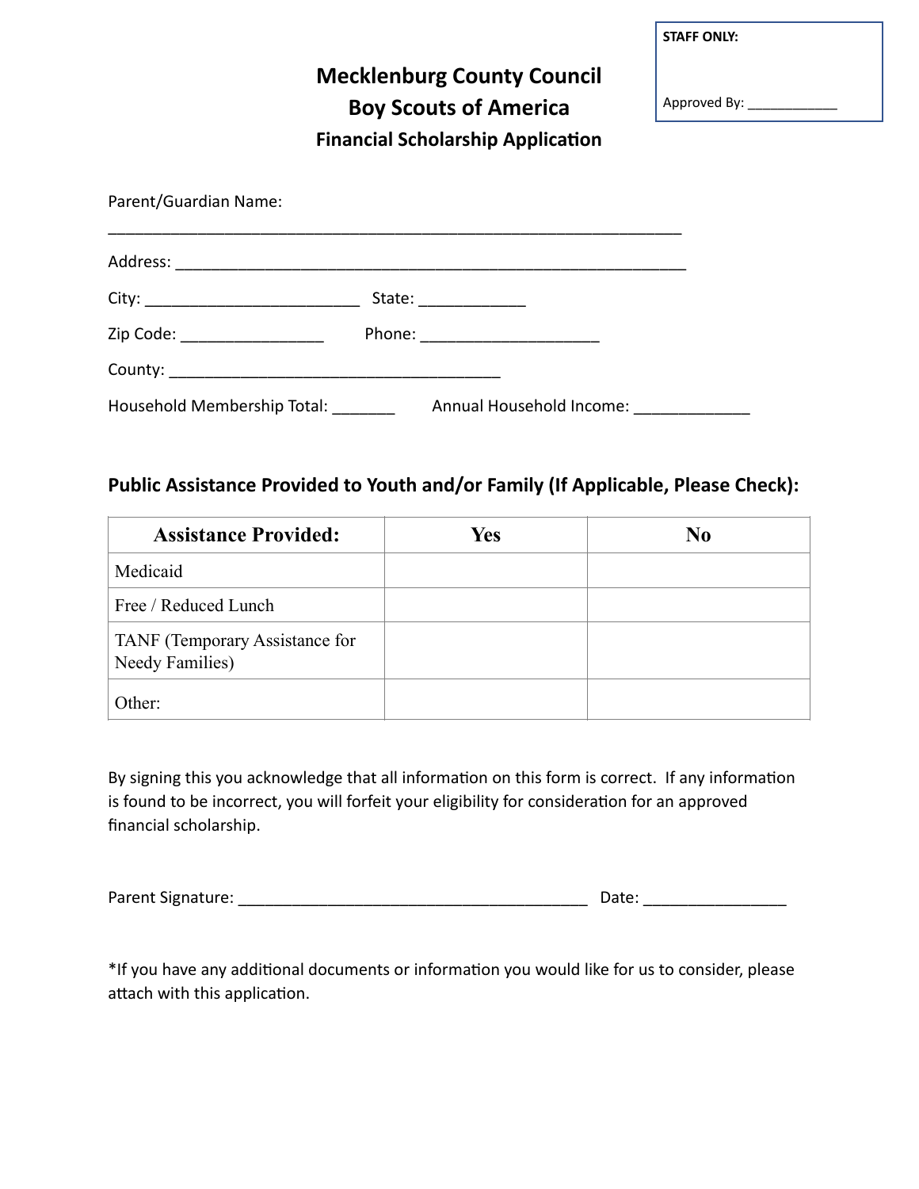STAFF ONLY:

Approved By: ____________

# Mecklenburg County Council
# Boy Scouts of America
## Financial Scholarship Application

Parent/Guardian Name: ___________________________________________________________________

Address: ___________________________________________________________

City: ________________________ State: ____________

Zip Code: ________________ Phone: ____________________

County: _____________________________________

Household Membership Total: _______ Annual Household Income: _____________

### Public Assistance Provided to Youth and/or Family (If Applicable, Please Check):

| Assistance Provided: | Yes | No |
|---|---|---|
| Medicaid | | |
| Free / Reduced Lunch | | |
| TANF (Temporary Assistance for Needy Families) | | |
| Other: | | |

By signing this you acknowledge that all information on this form is correct. If any information is found to be incorrect, you will forfeit your eligibility for consideration for an approved financial scholarship.

Parent Signature: _______________________________________ Date: ________________

*If you have any additional documents or information you would like for us to consider, please attach with this application.